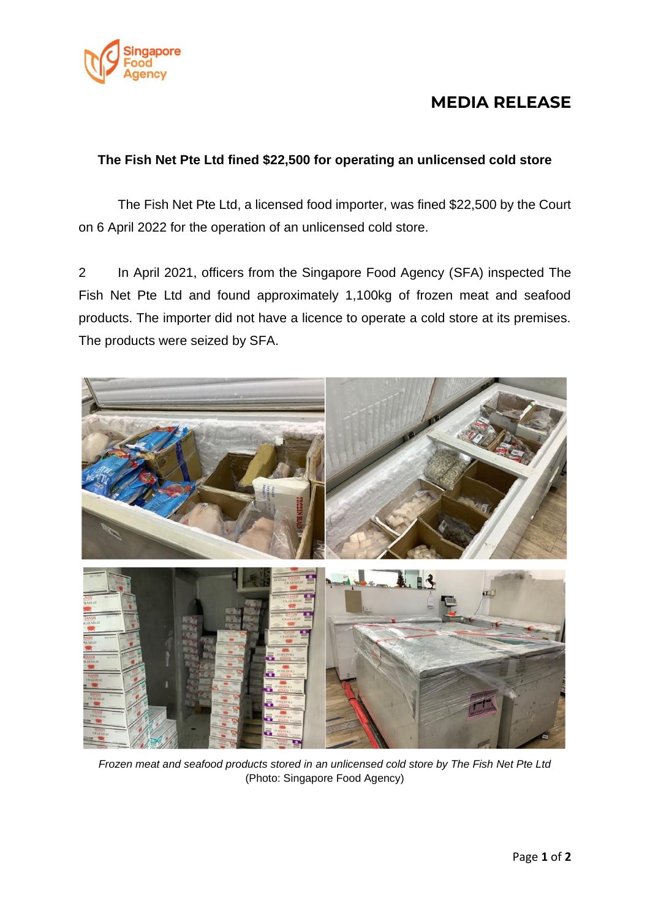# MEDIA RELEASE

**The Fish Net Pte Ltd fined $22,500 for operating an unlicensed cold store**

The Fish Net Pte Ltd, a licensed food importer, was fined $22,500 by the Court on 6 April 2022 for the operation of an unlicensed cold store.

2 In April 2021, officers from the Singapore Food Agency (SFA) inspected The Fish Net Pte Ltd and found approximately 1,100kg of frozen meat and seafood products. The importer did not have a licence to operate a cold store at its premises. The products were seized by SFA.

*Frozen meat and seafood products stored in an unlicensed cold store by The Fish Net Pte Ltd*
(Photo: Singapore Food Agency)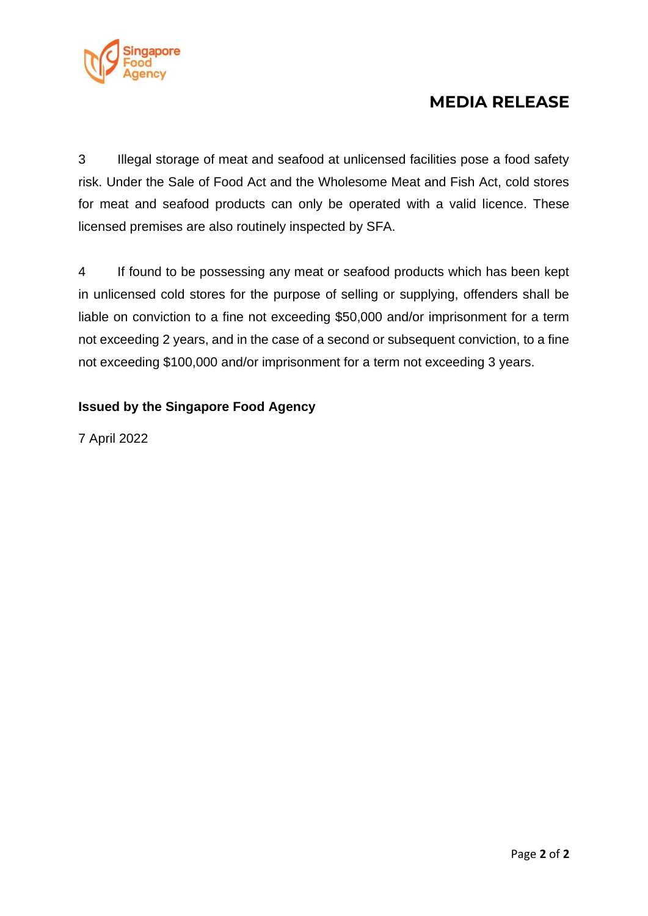# MEDIA RELEASE

3 Illegal storage of meat and seafood at unlicensed facilities pose a food safety risk. Under the Sale of Food Act and the Wholesome Meat and Fish Act, cold stores for meat and seafood products can only be operated with a valid licence. These licensed premises are also routinely inspected by SFA.

4 If found to be possessing any meat or seafood products which has been kept in unlicensed cold stores for the purpose of selling or supplying, offenders shall be liable on conviction to a fine not exceeding $50,000 and/or imprisonment for a term not exceeding 2 years, and in the case of a second or subsequent conviction, to a fine not exceeding $100,000 and/or imprisonment for a term not exceeding 3 years.

**Issued by the Singapore Food Agency**

7 April 2022